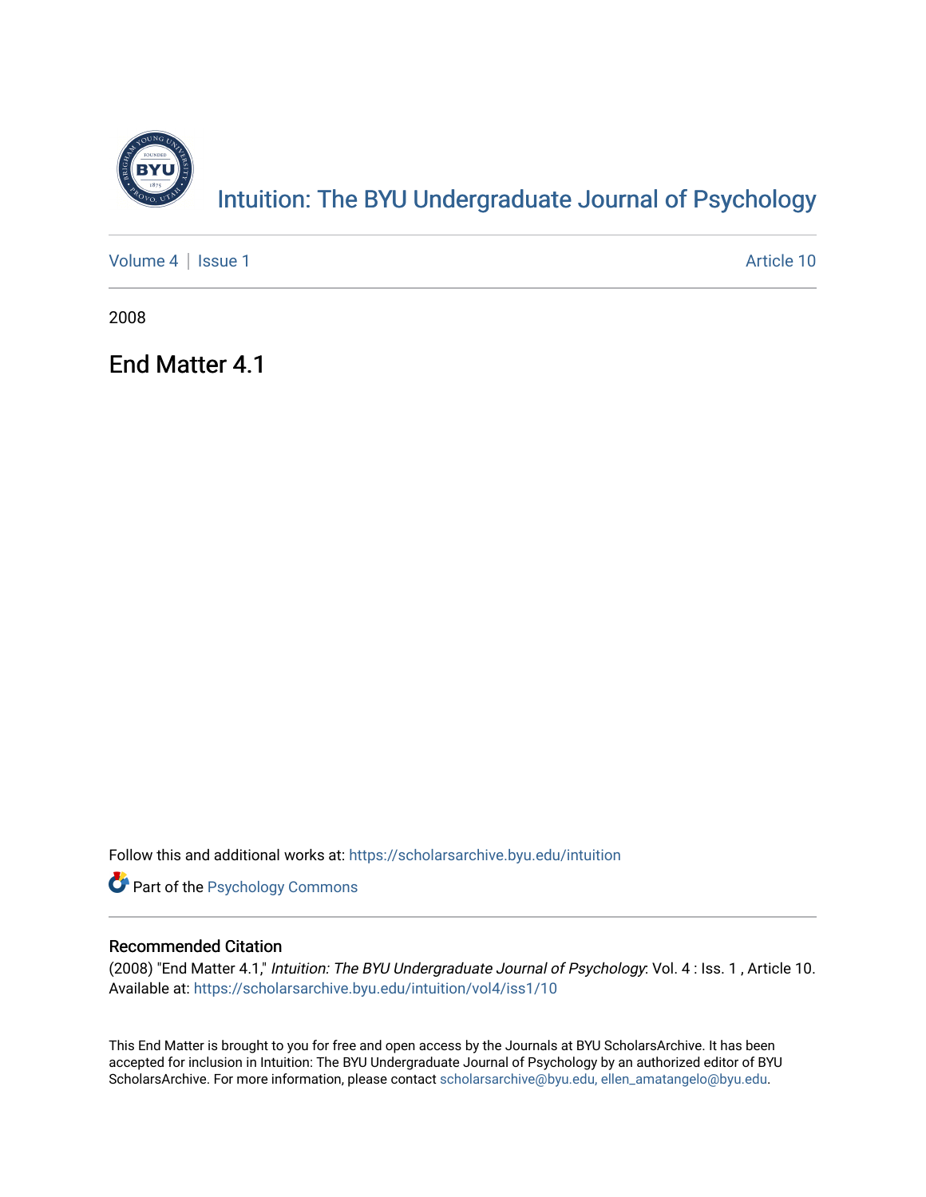# Intuition: The BYU Undergraduate Journal of Psychology

Volume 4 | Issue 1 | Article 10

2008

## End Matter 4.1

Follow this and additional works at: https://scholarsarchive.byu.edu/intuition

Part of the Psychology Commons

### Recommended Citation

(2008) "End Matter 4.1," *Intuition: The BYU Undergraduate Journal of Psychology*: Vol. 4 : Iss. 1 , Article 10.
Available at: https://scholarsarchive.byu.edu/intuition/vol4/iss1/10

This End Matter is brought to you for free and open access by the Journals at BYU ScholarsArchive. It has been accepted for inclusion in Intuition: The BYU Undergraduate Journal of Psychology by an authorized editor of BYU ScholarsArchive. For more information, please contact scholarsarchive@byu.edu, ellen_amatangelo@byu.edu.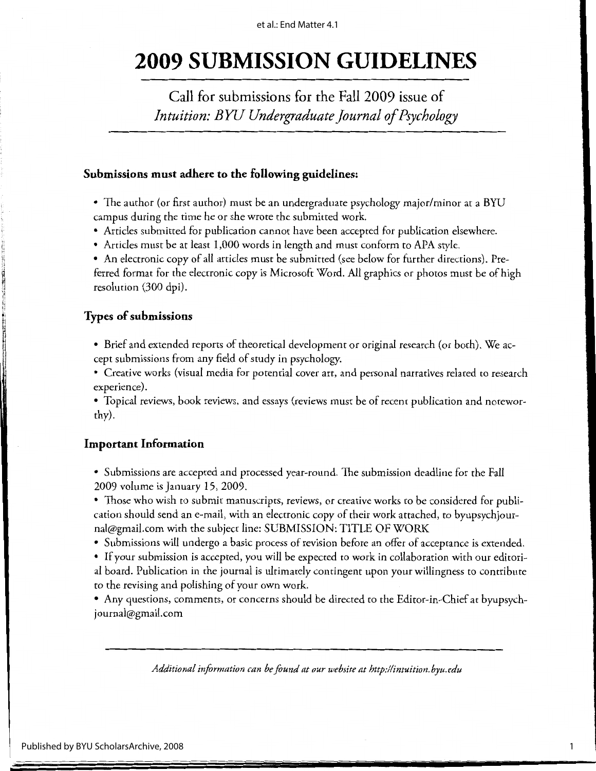# 2009 SUBMISSION GUIDELINES

Call for submissions for the Fall 2009 issue of
*Intuition: BYU Undergraduate Journal of Psychology*

### Submissions must adhere to the following guidelines:

- The author (or first author) must be an undergraduate psychology major/minor at a BYU campus during the time he or she wrote the submitted work.
- Articles submitted for publication cannot have been accepted for publication elsewhere.
- Articles must be at least 1,000 words in length and must conform to APA style.
- An electronic copy of all articles must be submitted (see below for further directions). Preferred format for the electronic copy is Microsoft Word. All graphics or photos must be of high resolution (300 dpi).

### Types of submissions

- Brief and extended reports of theoretical development or original research (or both). We accept submissions from any field of study in psychology.
- Creative works (visual media for potential cover art, and personal narratives related to research experience).
- Topical reviews, book reviews, and essays (reviews must be of recent publication and noteworthy).

### Important Information

- Submissions are accepted and processed year-round. The submission deadline for the Fall 2009 volume is January 15, 2009.
- Those who wish to submit manuscripts, reviews, or creative works to be considered for publication should send an e-mail, with an electronic copy of their work attached, to byupsychjournal@gmail.com with the subject line: SUBMISSION: TITLE OF WORK
- Submissions will undergo a basic process of revision before an offer of acceptance is extended.
- If your submission is accepted, you will be expected to work in collaboration with our editorial board. Publication in the journal is ultimately contingent upon your willingness to contribute to the revising and polishing of your own work.
- Any questions, comments, or concerns should be directed to the Editor-in-Chief at byupsychjournal@gmail.com

---

*Additional information can be found at our website at http://intuition.byu.edu*